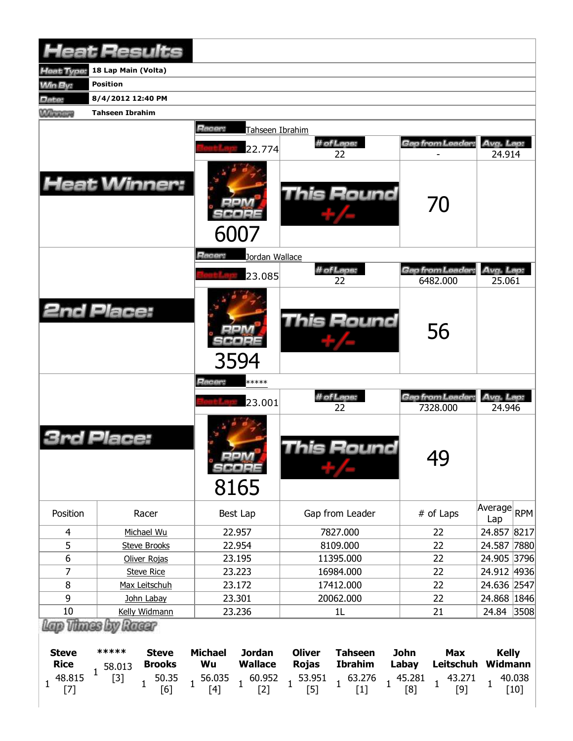# Heat Results

| | |
|---|---|
| **Heat Type:** | 18 Lap Main (Volta) |
| **Win By:** | Position |
| **Date:** | 8/4/2012 12:40 PM |
| **Winner:** | Tahseen Ibrahim |

## Heat Winner:

**Racer:** Tahseen Ibrahim

| Best Lap | # of Laps | Gap from Leader | Avg. Lap |
|---|---|---|---|
| 22.774 | 22 | - | 24.914 |

RPM SCORE: 6007

This Round +/-: 70

## 2nd Place:

**Racer:** Jordan Wallace

| Best Lap | # of Laps | Gap from Leader | Avg. Lap |
|---|---|---|---|
| 23.085 | 22 | 6482.000 | 25.061 |

RPM SCORE: 3594

This Round +/-: 56

## 3rd Place:

**Racer:** *****

| Best Lap | # of Laps | Gap from Leader | Avg. Lap |
|---|---|---|---|
| 23.001 | 22 | 7328.000 | 24.946 |

RPM SCORE: 8165

This Round +/-: 49

| Position | Racer | Best Lap | Gap from Leader | # of Laps | Average Lap | RPM |
|---|---|---|---|---|---|---|
| 4 | Michael Wu | 22.957 | 7827.000 | 22 | 24.857 | 8217 |
| 5 | Steve Brooks | 22.954 | 8109.000 | 22 | 24.587 | 7880 |
| 6 | Oliver Rojas | 23.195 | 11395.000 | 22 | 24.905 | 3796 |
| 7 | Steve Rice | 23.223 | 16984.000 | 22 | 24.912 | 4936 |
| 8 | Max Leitschuh | 23.172 | 17412.000 | 22 | 24.636 | 2547 |
| 9 | John Labay | 23.301 | 20062.000 | 22 | 24.868 | 1846 |
| 10 | Kelly Widmann | 23.236 | 1L | 21 | 24.84 | 3508 |

## Lap Times by Racer

| Steve Rice | ***** | Steve Brooks | Michael Wu | Jordan Wallace | Oliver Rojas | Tahseen Ibrahim | John Labay | Max Leitschuh | Kelly Widmann |
|---|---|---|---|---|---|---|---|---|---|
| 1 48.815 [7] | 1 58.013 [3] | 1 50.35 [6] | 1 56.035 [4] | 1 60.952 [2] | 1 53.951 [5] | 1 63.276 [1] | 1 45.281 [8] | 1 43.271 [9] | 1 40.038 [10] |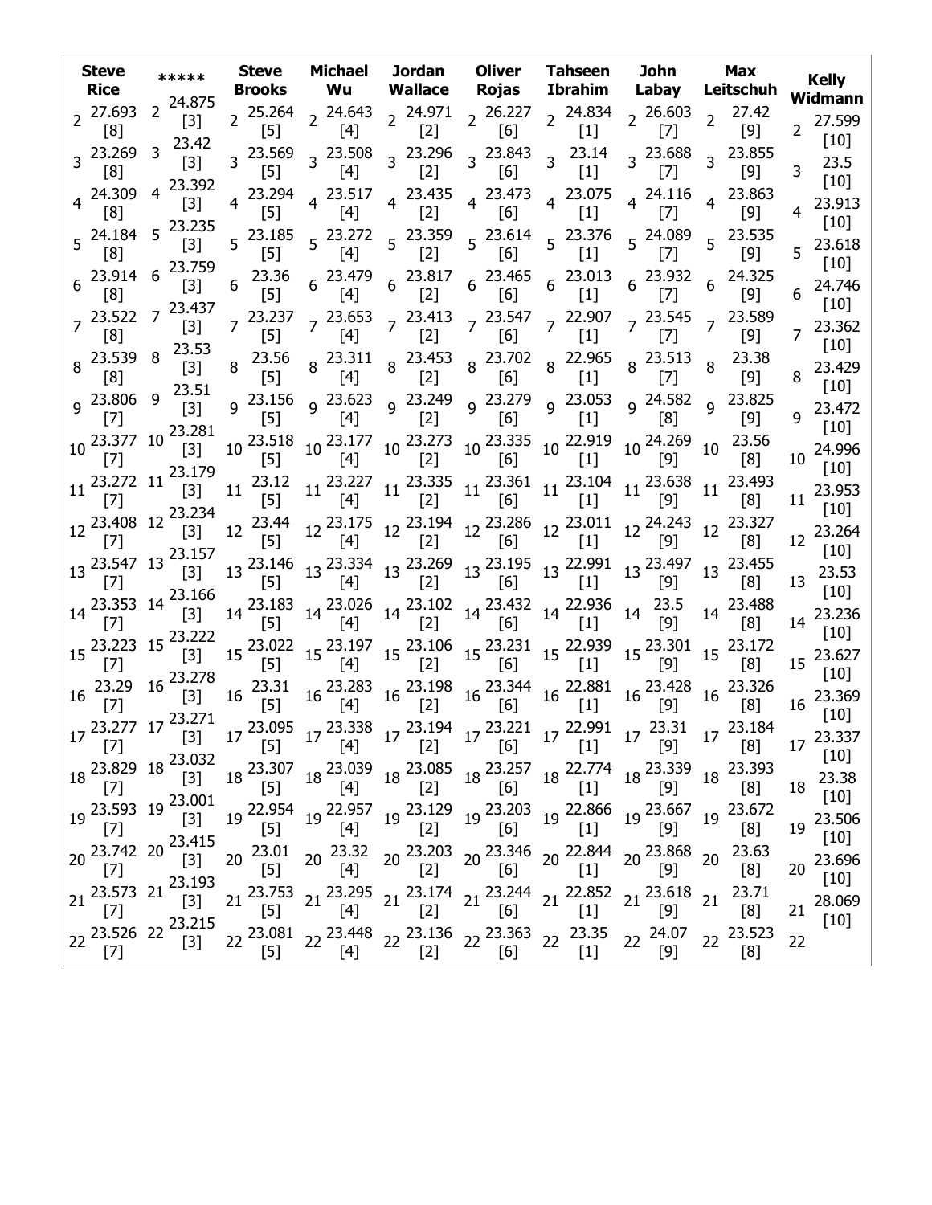| Steve Rice | ***** | Steve Brooks | Michael Wu | Jordan Wallace | Oliver Rojas | Tahseen Ibrahim | John Labay | Max Leitschuh | Kelly Widmann |
|---|---|---|---|---|---|---|---|---|---|
| 2 27.693 [8] | 2 24.875 [3] | 2 25.264 [5] | 2 24.643 [4] | 2 24.971 [2] | 2 26.227 [6] | 2 24.834 [1] | 2 26.603 [7] | 2 27.42 [9] | 2 27.599 [10] |
| 3 23.269 [8] | 3 23.42 [3] | 3 23.569 [5] | 3 23.508 [4] | 3 23.296 [2] | 3 23.843 [6] | 3 23.14 [1] | 3 23.688 [7] | 3 23.855 [9] | 3 23.5 [10] |
| 4 24.309 [8] | 4 23.392 [3] | 4 23.294 [5] | 4 23.517 [4] | 4 23.435 [2] | 4 23.473 [6] | 4 23.075 [1] | 4 24.116 [7] | 4 23.863 [9] | 4 23.913 [10] |
| 5 24.184 [8] | 5 23.235 [3] | 5 23.185 [5] | 5 23.272 [4] | 5 23.359 [2] | 5 23.614 [6] | 5 23.376 [1] | 5 24.089 [7] | 5 23.535 [9] | 5 23.618 [10] |
| 6 23.914 [8] | 6 23.759 [3] | 6 23.36 [5] | 6 23.479 [4] | 6 23.817 [2] | 6 23.465 [6] | 6 23.013 [1] | 6 23.932 [7] | 6 24.325 [9] | 6 24.746 [10] |
| 7 23.522 [8] | 7 23.437 [3] | 7 23.237 [5] | 7 23.653 [4] | 7 23.413 [2] | 7 23.547 [6] | 7 22.907 [1] | 7 23.545 [7] | 7 23.589 [9] | 7 23.362 [10] |
| 8 23.539 [8] | 8 23.53 [3] | 8 23.56 [5] | 8 23.311 [4] | 8 23.453 [2] | 8 23.702 [6] | 8 22.965 [1] | 8 23.513 [7] | 8 23.38 [9] | 8 23.429 [10] |
| 9 23.806 [7] | 9 23.51 [3] | 9 23.156 [5] | 9 23.623 [4] | 9 23.249 [2] | 9 23.279 [6] | 9 23.053 [1] | 9 24.582 [8] | 9 23.825 [9] | 9 23.472 [10] |
| 10 23.377 [7] | 10 23.281 [3] | 10 23.518 [5] | 10 23.177 [4] | 10 23.273 [2] | 10 23.335 [6] | 10 22.919 [1] | 10 24.269 [9] | 10 23.56 [8] | 10 24.996 [10] |
| 11 23.272 [7] | 11 23.179 [3] | 11 23.12 [5] | 11 23.227 [4] | 11 23.335 [2] | 11 23.361 [6] | 11 23.104 [1] | 11 23.638 [9] | 11 23.493 [8] | 11 23.953 [10] |
| 12 23.408 [7] | 12 23.234 [3] | 12 23.44 [5] | 12 23.175 [4] | 12 23.194 [2] | 12 23.286 [6] | 12 23.011 [1] | 12 24.243 [9] | 12 23.327 [8] | 12 23.264 [10] |
| 13 23.547 [7] | 13 23.157 [3] | 13 23.146 [5] | 13 23.334 [4] | 13 23.269 [2] | 13 23.195 [6] | 13 22.991 [1] | 13 23.497 [9] | 13 23.455 [8] | 13 23.53 [10] |
| 14 23.353 [7] | 14 23.166 [3] | 14 23.183 [5] | 14 23.026 [4] | 14 23.102 [2] | 14 23.432 [6] | 14 22.936 [1] | 14 23.5 [9] | 14 23.488 [8] | 14 23.236 [10] |
| 15 23.223 [7] | 15 23.222 [3] | 15 23.022 [5] | 15 23.197 [4] | 15 23.106 [2] | 15 23.231 [6] | 15 22.939 [1] | 15 23.301 [9] | 15 23.172 [8] | 15 23.627 [10] |
| 16 23.29 [7] | 16 23.278 [3] | 16 23.31 [5] | 16 23.283 [4] | 16 23.198 [2] | 16 23.344 [6] | 16 22.881 [1] | 16 23.428 [9] | 16 23.326 [8] | 16 23.369 [10] |
| 17 23.277 [7] | 17 23.271 [3] | 17 23.095 [5] | 17 23.338 [4] | 17 23.194 [2] | 17 23.221 [6] | 17 22.991 [1] | 17 23.31 [9] | 17 23.184 [8] | 17 23.337 [10] |
| 18 23.829 [7] | 18 23.032 [3] | 18 23.307 [5] | 18 23.039 [4] | 18 23.085 [2] | 18 23.257 [6] | 18 22.774 [1] | 18 23.339 [9] | 18 23.393 [8] | 18 23.38 [10] |
| 19 23.593 [7] | 19 23.001 [3] | 19 22.954 [5] | 19 22.957 [4] | 19 23.129 [2] | 19 23.203 [6] | 19 22.866 [1] | 19 23.667 [9] | 19 23.672 [8] | 19 23.506 [10] |
| 20 23.742 [7] | 20 23.415 [3] | 20 23.01 [5] | 20 23.32 [4] | 20 23.203 [2] | 20 23.346 [6] | 20 22.844 [1] | 20 23.868 [9] | 20 23.63 [8] | 20 23.696 [10] |
| 21 23.573 [7] | 21 23.193 [3] | 21 23.753 [5] | 21 23.295 [4] | 21 23.174 [2] | 21 23.244 [6] | 21 22.852 [1] | 21 23.618 [9] | 21 23.71 [8] | 21 28.069 [10] |
| 22 23.526 [7] | 22 23.215 [3] | 22 23.081 [5] | 22 23.448 [4] | 22 23.136 [2] | 22 23.363 [6] | 22 23.35 [1] | 22 24.07 [9] | 22 23.523 [8] | 22 |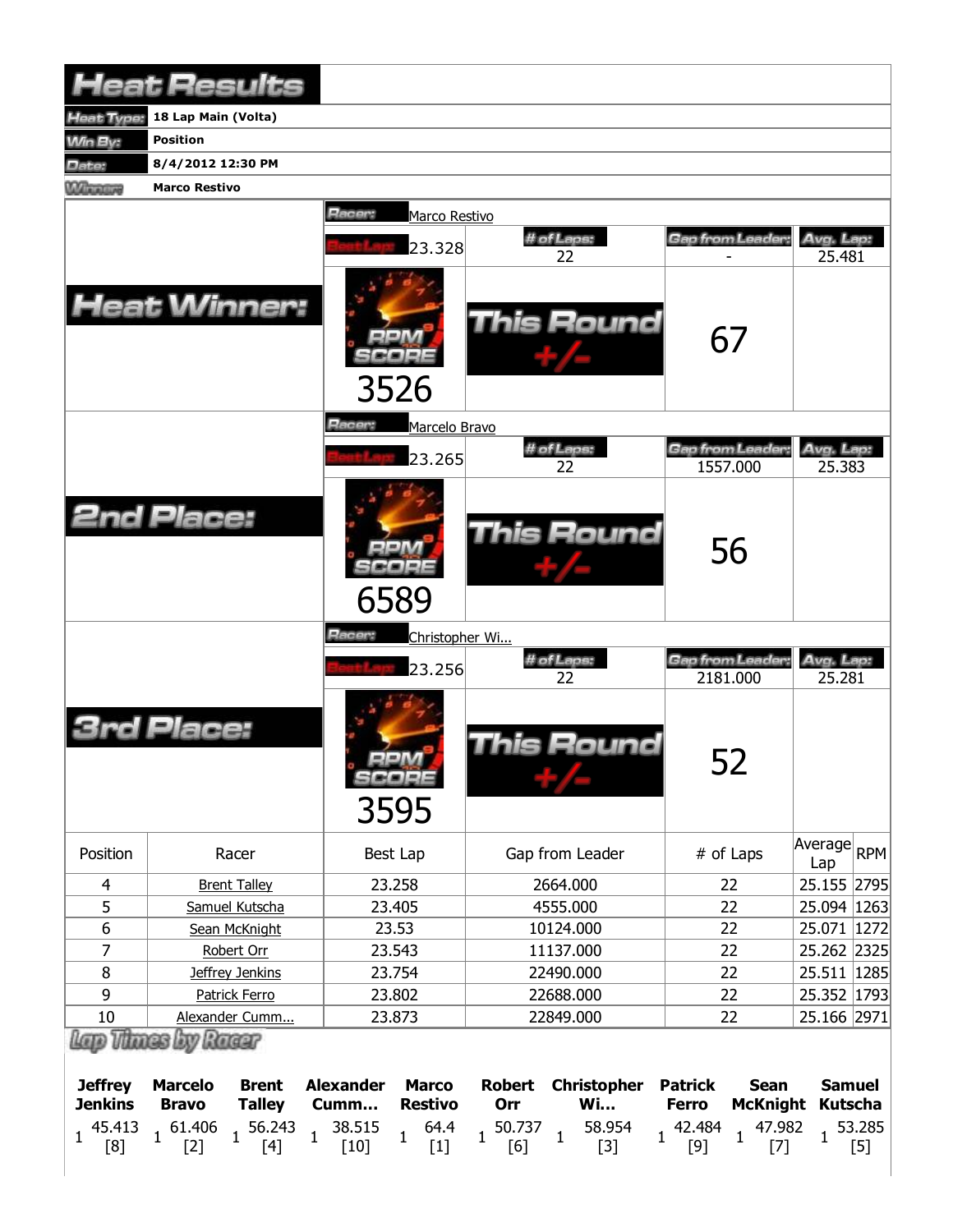# Heat Results

| | |
|---|---|
| **Heat Type:** | 18 Lap Main (Volta) |
| **Win By:** | Position |
| **Date:** | 8/4/2012 12:30 PM |
| **Winner:** | Marco Restivo |

## Heat Winner:

**Racer:** Marco Restivo

| Best Lap | # of Laps | Gap from Leader | Avg. Lap |
|---|---|---|---|
| 23.328 | 22 | - | 25.481 |

RPM SCORE: 3526

This Round +/-: 67

## 2nd Place:

**Racer:** Marcelo Bravo

| Best Lap | # of Laps | Gap from Leader | Avg. Lap |
|---|---|---|---|
| 23.265 | 22 | 1557.000 | 25.383 |

RPM SCORE: 6589

This Round +/-: 56

## 3rd Place:

**Racer:** Christopher Wi...

| Best Lap | # of Laps | Gap from Leader | Avg. Lap |
|---|---|---|---|
| 23.256 | 22 | 2181.000 | 25.281 |

RPM SCORE: 3595

This Round +/-: 52

| Position | Racer | Best Lap | Gap from Leader | # of Laps | Average Lap | RPM |
|---|---|---|---|---|---|---|
| 4 | Brent Talley | 23.258 | 2664.000 | 22 | 25.155 | 2795 |
| 5 | Samuel Kutscha | 23.405 | 4555.000 | 22 | 25.094 | 1263 |
| 6 | Sean McKnight | 23.53 | 10124.000 | 22 | 25.071 | 1272 |
| 7 | Robert Orr | 23.543 | 11137.000 | 22 | 25.262 | 2325 |
| 8 | Jeffrey Jenkins | 23.754 | 22490.000 | 22 | 25.511 | 1285 |
| 9 | Patrick Ferro | 23.802 | 22688.000 | 22 | 25.352 | 1793 |
| 10 | Alexander Cumm... | 23.873 | 22849.000 | 22 | 25.166 | 2971 |

## Lap Times by Racer

| | Jeffrey Jenkins | Marcelo Bravo | Brent Talley | Alexander Cumm... | Marco Restivo | Robert Orr | Christopher Wi... | Patrick Ferro | Sean McKnight | Samuel Kutscha |
|---|---|---|---|---|---|---|---|---|---|---|
| 1 | 45.413 [8] | 61.406 [2] | 56.243 [4] | 38.515 [10] | 64.4 [1] | 50.737 [6] | 58.954 [3] | 42.484 [9] | 47.982 [7] | 53.285 [5] |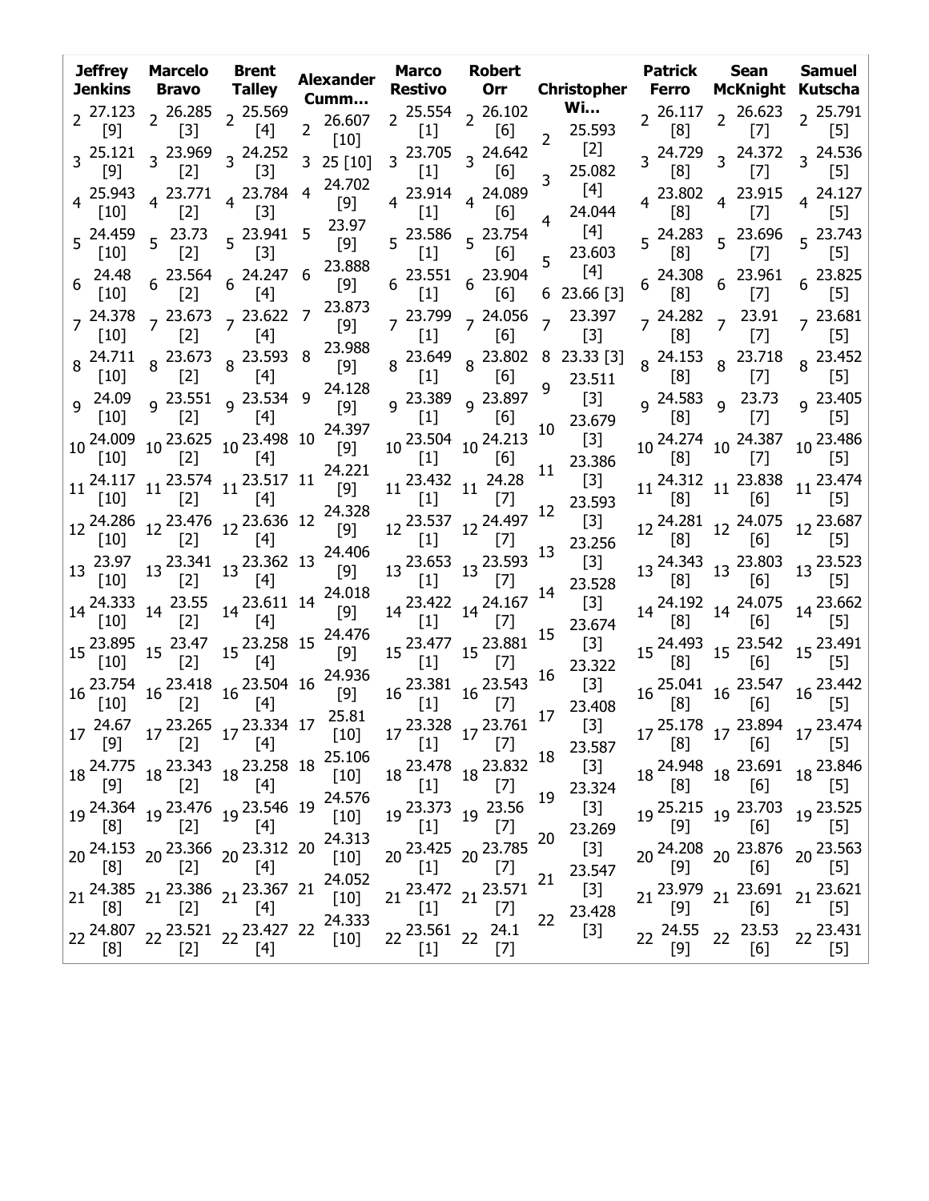| Jeffrey Jenkins | Marcelo Bravo | Brent Talley | Alexander Cumm... | Marco Restivo | Robert Orr | Christopher Wi... | Patrick Ferro | Sean McKnight | Samuel Kutscha |
|---|---|---|---|---|---|---|---|---|---|
| 2 27.123 [9] | 2 26.285 [3] | 2 25.569 [4] | 2 26.607 [10] | 2 25.554 [1] | 2 26.102 [6] | 2 25.593 [2] | 2 26.117 [8] | 2 26.623 [7] | 2 25.791 [5] |
| 3 25.121 [9] | 3 23.969 [2] | 3 24.252 [3] | 3 25 [10] | 3 23.705 [1] | 3 24.642 [6] | 3 25.082 [4] | 3 24.729 [8] | 3 24.372 [7] | 3 24.536 [5] |
| 4 25.943 [10] | 4 23.771 [2] | 4 23.784 [3] | 4 24.702 [9] | 4 23.914 [1] | 4 24.089 [6] | 4 24.044 [4] | 4 23.802 [8] | 4 23.915 [7] | 4 24.127 [5] |
| 5 24.459 [10] | 5 23.73 [2] | 5 23.941 [3] | 5 23.97 [9] | 5 23.586 [1] | 5 23.754 [6] | 5 23.603 [4] | 5 24.283 [8] | 5 23.696 [7] | 5 23.743 [5] |
| 6 24.48 [10] | 6 23.564 [2] | 6 24.247 [4] | 6 23.888 [9] | 6 23.551 [1] | 6 23.904 [6] | 6 23.66 [3] | 6 24.308 [8] | 6 23.961 [7] | 6 23.825 [5] |
| 7 24.378 [10] | 7 23.673 [2] | 7 23.622 [4] | 7 23.873 [9] | 7 23.799 [1] | 7 24.056 [6] | 7 23.397 [3] | 7 24.282 [8] | 7 23.91 [7] | 7 23.681 [5] |
| 8 24.711 [10] | 8 23.673 [2] | 8 23.593 [4] | 8 23.988 [9] | 8 23.649 [1] | 8 23.802 [6] | 8 23.33 [3] | 8 24.153 [8] | 8 23.718 [7] | 8 23.452 [5] |
| 9 24.09 [10] | 9 23.551 [2] | 9 23.534 [4] | 9 24.128 [9] | 9 23.389 [1] | 9 23.897 [6] | 9 23.511 [3] | 9 24.583 [8] | 9 23.73 [7] | 9 23.405 [5] |
| 10 24.009 [10] | 10 23.625 [2] | 10 23.498 [4] | 10 24.397 [9] | 10 23.504 [1] | 10 24.213 [6] | 10 23.679 [3] | 10 24.274 [8] | 10 24.387 [7] | 10 23.486 [5] |
| 11 24.117 [10] | 11 23.574 [2] | 11 23.517 [4] | 11 24.221 [9] | 11 23.432 [1] | 11 24.28 [7] | 11 23.386 [3] | 11 24.312 [8] | 11 23.838 [6] | 11 23.474 [5] |
| 12 24.286 [10] | 12 23.476 [2] | 12 23.636 [4] | 12 24.328 [9] | 12 23.537 [1] | 12 24.497 [7] | 12 23.593 [3] | 12 24.281 [8] | 12 24.075 [6] | 12 23.687 [5] |
| 13 23.97 [10] | 13 23.341 [2] | 13 23.362 [4] | 13 24.406 [9] | 13 23.653 [1] | 13 23.593 [7] | 13 23.256 [3] | 13 24.343 [8] | 13 23.803 [6] | 13 23.523 [5] |
| 14 24.333 [10] | 14 23.55 [2] | 14 23.611 [4] | 14 24.018 [9] | 14 23.422 [1] | 14 24.167 [7] | 14 23.528 [3] | 14 24.192 [8] | 14 24.075 [6] | 14 23.662 [5] |
| 15 23.895 [10] | 15 23.47 [2] | 15 23.258 [4] | 15 24.476 [9] | 15 23.477 [1] | 15 23.881 [7] | 15 23.674 [3] | 15 24.493 [8] | 15 23.542 [6] | 15 23.491 [5] |
| 16 23.754 [10] | 16 23.418 [2] | 16 23.504 [4] | 16 24.936 [9] | 16 23.381 [1] | 16 23.543 [7] | 16 23.322 [3] | 16 25.041 [8] | 16 23.547 [6] | 16 23.442 [5] |
| 17 24.67 [9] | 17 23.265 [2] | 17 23.334 [4] | 17 25.81 [10] | 17 23.328 [1] | 17 23.761 [7] | 17 23.408 [3] | 17 25.178 [8] | 17 23.894 [6] | 17 23.474 [5] |
| 18 24.775 [9] | 18 23.343 [2] | 18 23.258 [4] | 18 25.106 [10] | 18 23.478 [1] | 18 23.832 [7] | 18 23.587 [3] | 18 24.948 [8] | 18 23.691 [6] | 18 23.846 [5] |
| 19 24.364 [8] | 19 23.476 [2] | 19 23.546 [4] | 19 24.576 [10] | 19 23.373 [1] | 19 23.56 [7] | 19 23.324 [3] | 19 25.215 [9] | 19 23.703 [6] | 19 23.525 [5] |
| 20 24.153 [8] | 20 23.366 [2] | 20 23.312 [4] | 20 24.313 [10] | 20 23.425 [1] | 20 23.785 [7] | 20 23.269 [3] | 20 24.208 [9] | 20 23.876 [6] | 20 23.563 [5] |
| 21 24.385 [8] | 21 23.386 [2] | 21 23.367 [4] | 21 24.052 [10] | 21 23.472 [1] | 21 23.571 [7] | 21 23.547 [3] | 21 23.979 [9] | 21 23.691 [6] | 21 23.621 [5] |
| 22 24.807 [8] | 22 23.521 [2] | 22 23.427 [4] | 22 24.333 [10] | 22 23.561 [1] | 22 24.1 [7] | 22 23.428 [3] | 22 24.55 [9] | 22 23.53 [6] | 22 23.431 [5] |